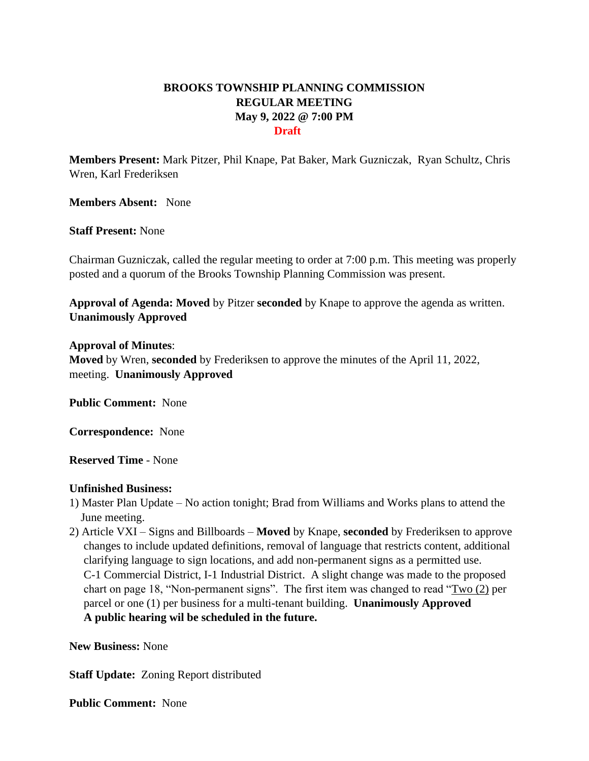**BROOKS TOWNSHIP PLANNING COMMISSION**
**REGULAR MEETING**
**May 9, 2022 @ 7:00 PM**
**Draft**

**Members Present:** Mark Pitzer, Phil Knape, Pat Baker, Mark Guzniczak, Ryan Schultz, Chris Wren, Karl Frederiksen

**Members Absent:** None

**Staff Present:** None

Chairman Guzniczak, called the regular meeting to order at 7:00 p.m. This meeting was properly posted and a quorum of the Brooks Township Planning Commission was present.

**Approval of Agenda: Moved** by Pitzer **seconded** by Knape to approve the agenda as written. **Unanimously Approved**

**Approval of Minutes**:
**Moved** by Wren, **seconded** by Frederiksen to approve the minutes of the April 11, 2022, meeting. **Unanimously Approved**

**Public Comment:** None

**Correspondence:** None

**Reserved Time** - None

**Unfinished Business:**

1) Master Plan Update – No action tonight; Brad from Williams and Works plans to attend the June meeting.
2) Article VXI – Signs and Billboards – **Moved** by Knape, **seconded** by Frederiksen to approve changes to include updated definitions, removal of language that restricts content, additional clarifying language to sign locations, and add non-permanent signs as a permitted use. C-1 Commercial District, I-1 Industrial District. A slight change was made to the proposed chart on page 18, "Non-permanent signs". The first item was changed to read "Two (2) per parcel or one (1) per business for a multi-tenant building. **Unanimously Approved**
   **A public hearing wil be scheduled in the future.**

**New Business:** None

**Staff Update:** Zoning Report distributed

**Public Comment:** None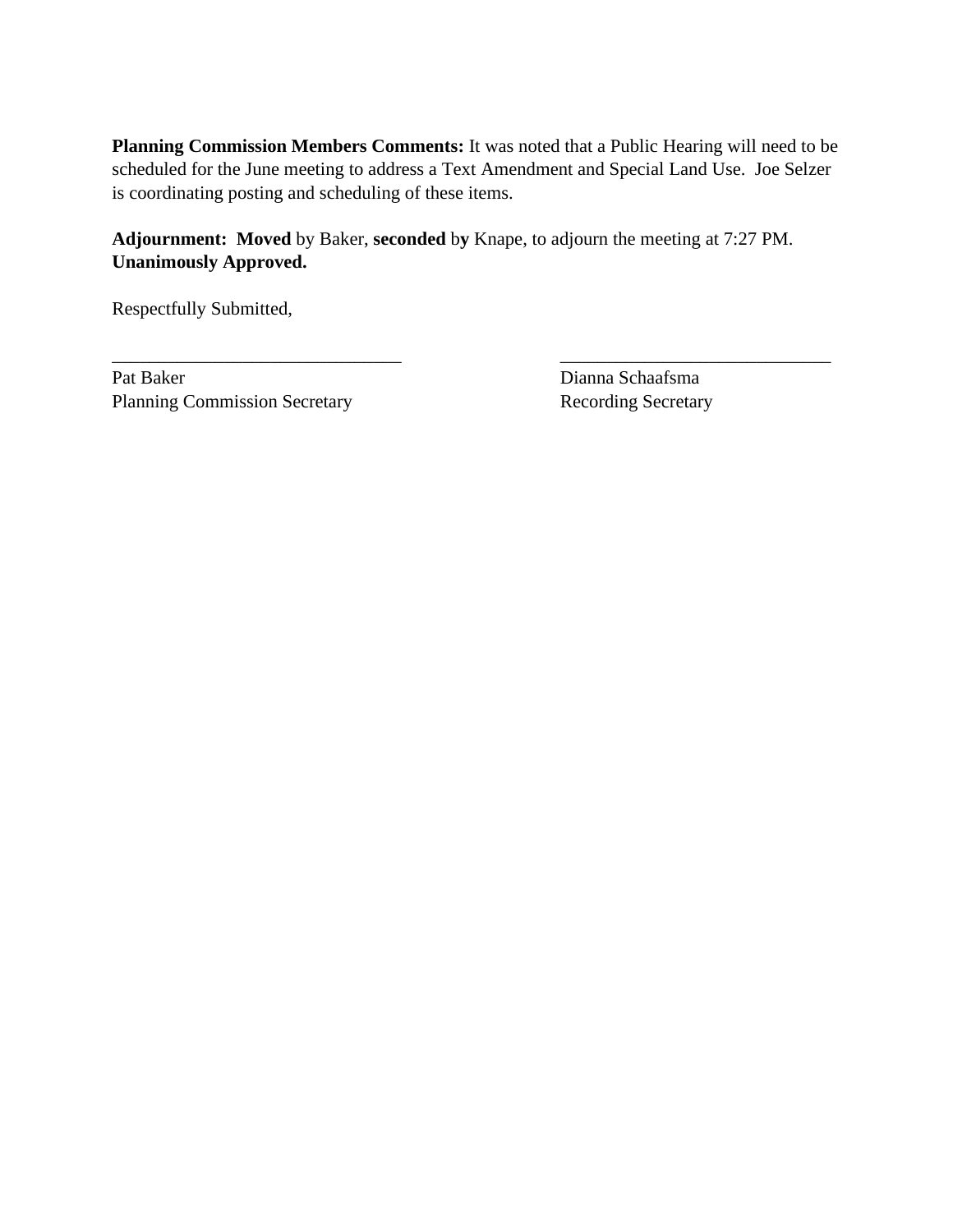**Planning Commission Members Comments:** It was noted that a Public Hearing will need to be scheduled for the June meeting to address a Text Amendment and Special Land Use. Joe Selzer is coordinating posting and scheduling of these items.

**Adjournment: Moved** by Baker, **seconded** by Knape, to adjourn the meeting at 7:27 PM. **Unanimously Approved.**

Respectfully Submitted,

| | |
|---|---|
| _______________________________ | _____________________________ |
| Pat Baker | Dianna Schaafsma |
| Planning Commission Secretary | Recording Secretary |